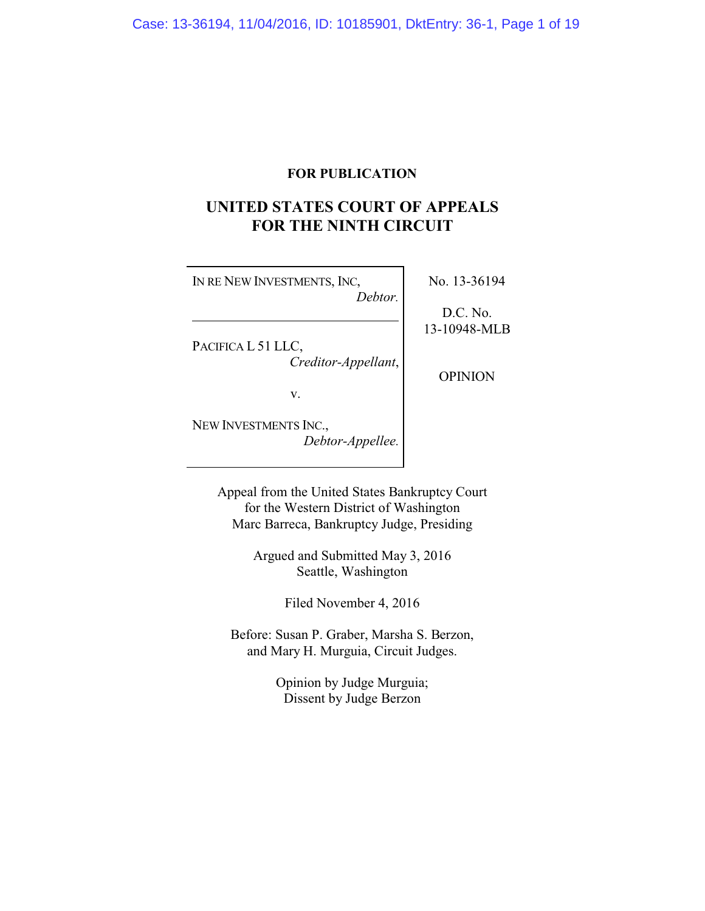**FOR PUBLICATION**

# UNITED STATES COURT OF APPEALS FOR THE NINTH CIRCUIT

IN RE NEW INVESTMENTS, INC,
*Debtor.*

---

PACIFICA L 51 LLC,
*Creditor-Appellant*,

v.

NEW INVESTMENTS INC.,
*Debtor-Appellee.*

No. 13-36194

D.C. No.
13-10948-MLB

OPINION

Appeal from the United States Bankruptcy Court
for the Western District of Washington
Marc Barreca, Bankruptcy Judge, Presiding

Argued and Submitted May 3, 2016
Seattle, Washington

Filed November 4, 2016

Before: Susan P. Graber, Marsha S. Berzon,
and Mary H. Murguia, Circuit Judges.

Opinion by Judge Murguia;
Dissent by Judge Berzon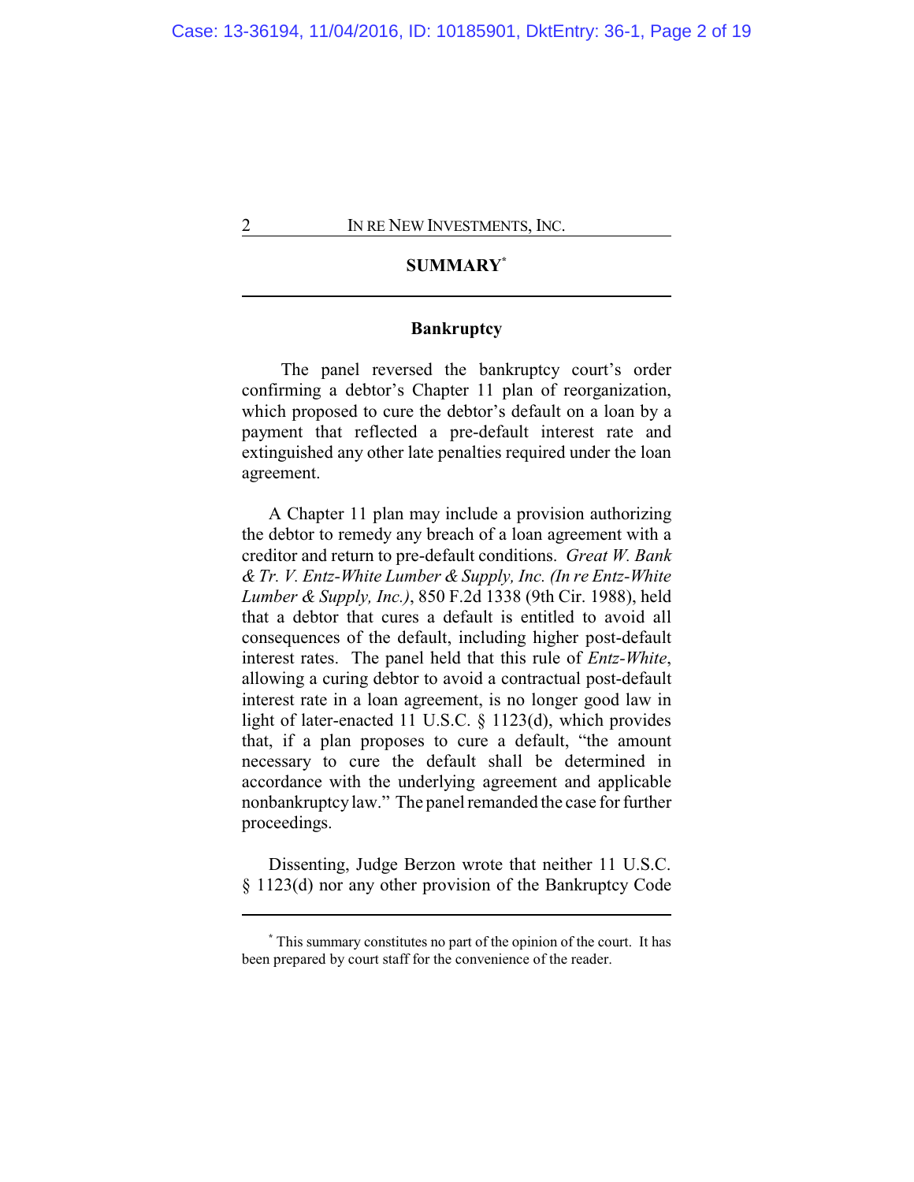## SUMMARY[*]

### Bankruptcy

The panel reversed the bankruptcy court's order confirming a debtor's Chapter 11 plan of reorganization, which proposed to cure the debtor's default on a loan by a payment that reflected a pre-default interest rate and extinguished any other late penalties required under the loan agreement.

A Chapter 11 plan may include a provision authorizing the debtor to remedy any breach of a loan agreement with a creditor and return to pre-default conditions. *Great W. Bank & Tr. V. Entz-White Lumber & Supply, Inc. (In re Entz-White Lumber & Supply, Inc.)*, 850 F.2d 1338 (9th Cir. 1988), held that a debtor that cures a default is entitled to avoid all consequences of the default, including higher post-default interest rates. The panel held that this rule of *Entz-White*, allowing a curing debtor to avoid a contractual post-default interest rate in a loan agreement, is no longer good law in light of later-enacted 11 U.S.C. § 1123(d), which provides that, if a plan proposes to cure a default, "the amount necessary to cure the default shall be determined in accordance with the underlying agreement and applicable nonbankruptcy law." The panel remanded the case for further proceedings.

Dissenting, Judge Berzon wrote that neither 11 U.S.C. § 1123(d) nor any other provision of the Bankruptcy Code

---

[*] This summary constitutes no part of the opinion of the court. It has been prepared by court staff for the convenience of the reader.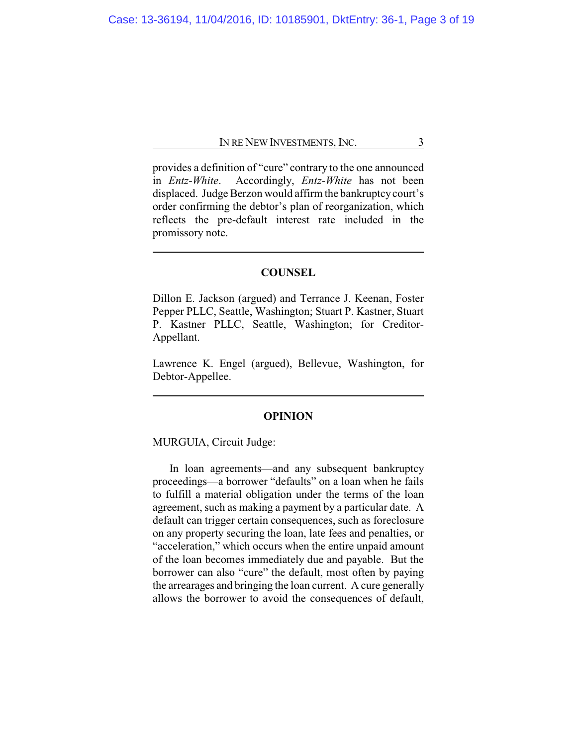provides a definition of "cure" contrary to the one announced in *Entz-White*. Accordingly, *Entz-White* has not been displaced. Judge Berzon would affirm the bankruptcy court's order confirming the debtor's plan of reorganization, which reflects the pre-default interest rate included in the promissory note.

---

## COUNSEL

Dillon E. Jackson (argued) and Terrance J. Keenan, Foster Pepper PLLC, Seattle, Washington; Stuart P. Kastner, Stuart P. Kastner PLLC, Seattle, Washington; for Creditor-Appellant.

Lawrence K. Engel (argued), Bellevue, Washington, for Debtor-Appellee.

---

## OPINION

MURGUIA, Circuit Judge:

In loan agreements—and any subsequent bankruptcy proceedings—a borrower "defaults" on a loan when he fails to fulfill a material obligation under the terms of the loan agreement, such as making a payment by a particular date. A default can trigger certain consequences, such as foreclosure on any property securing the loan, late fees and penalties, or "acceleration," which occurs when the entire unpaid amount of the loan becomes immediately due and payable. But the borrower can also "cure" the default, most often by paying the arrearages and bringing the loan current. A cure generally allows the borrower to avoid the consequences of default,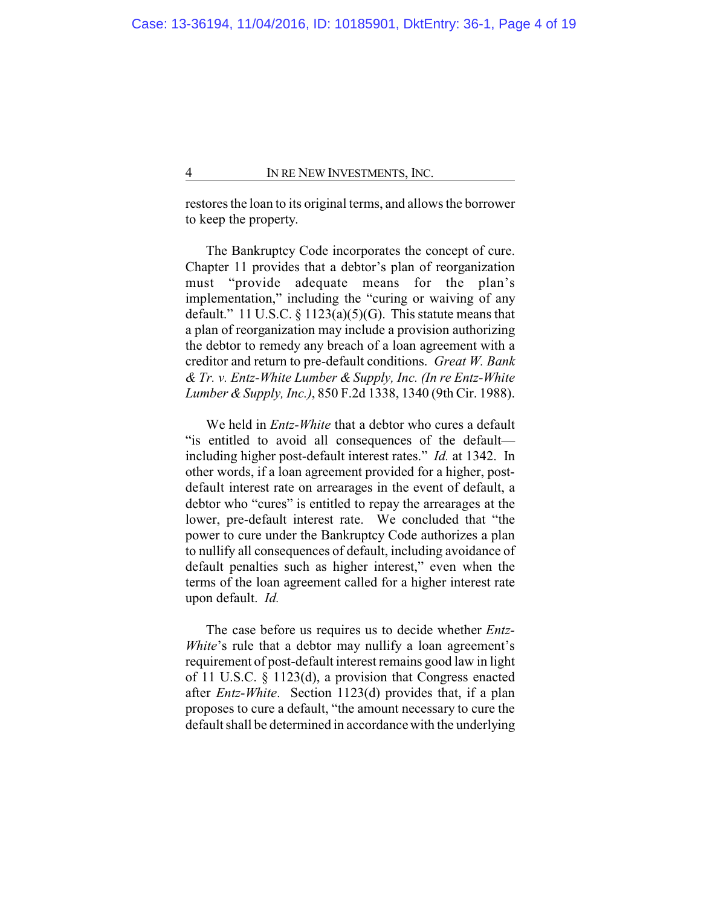restores the loan to its original terms, and allows the borrower to keep the property.

The Bankruptcy Code incorporates the concept of cure. Chapter 11 provides that a debtor's plan of reorganization must "provide adequate means for the plan's implementation," including the "curing or waiving of any default." 11 U.S.C. § 1123(a)(5)(G). This statute means that a plan of reorganization may include a provision authorizing the debtor to remedy any breach of a loan agreement with a creditor and return to pre-default conditions. *Great W. Bank & Tr. v. Entz-White Lumber & Supply, Inc. (In re Entz-White Lumber & Supply, Inc.)*, 850 F.2d 1338, 1340 (9th Cir. 1988).

We held in *Entz-White* that a debtor who cures a default "is entitled to avoid all consequences of the default—including higher post-default interest rates." *Id.* at 1342. In other words, if a loan agreement provided for a higher, post-default interest rate on arrearages in the event of default, a debtor who "cures" is entitled to repay the arrearages at the lower, pre-default interest rate. We concluded that "the power to cure under the Bankruptcy Code authorizes a plan to nullify all consequences of default, including avoidance of default penalties such as higher interest," even when the terms of the loan agreement called for a higher interest rate upon default. *Id.*

The case before us requires us to decide whether *Entz-White*'s rule that a debtor may nullify a loan agreement's requirement of post-default interest remains good law in light of 11 U.S.C. § 1123(d), a provision that Congress enacted after *Entz-White*. Section 1123(d) provides that, if a plan proposes to cure a default, "the amount necessary to cure the default shall be determined in accordance with the underlying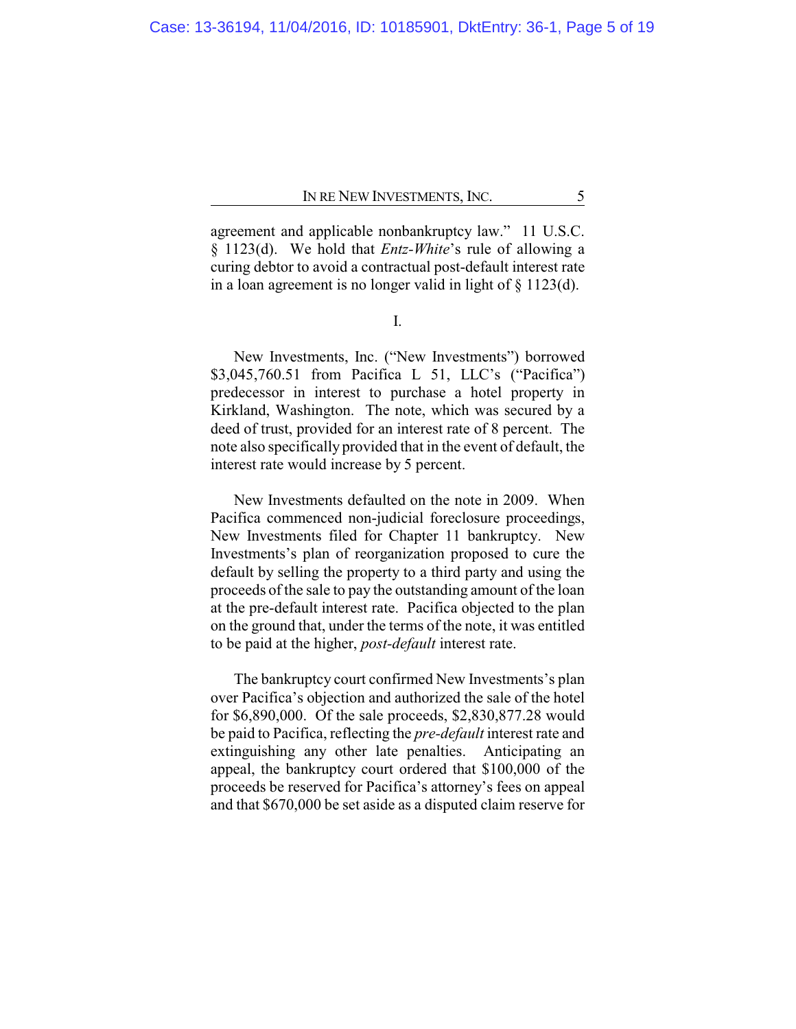agreement and applicable nonbankruptcy law." 11 U.S.C. § 1123(d). We hold that *Entz-White*'s rule of allowing a curing debtor to avoid a contractual post-default interest rate in a loan agreement is no longer valid in light of § 1123(d).

I.

New Investments, Inc. ("New Investments") borrowed $3,045,760.51 from Pacifica L 51, LLC's ("Pacifica") predecessor in interest to purchase a hotel property in Kirkland, Washington. The note, which was secured by a deed of trust, provided for an interest rate of 8 percent. The note also specifically provided that in the event of default, the interest rate would increase by 5 percent.

New Investments defaulted on the note in 2009. When Pacifica commenced non-judicial foreclosure proceedings, New Investments filed for Chapter 11 bankruptcy. New Investments's plan of reorganization proposed to cure the default by selling the property to a third party and using the proceeds of the sale to pay the outstanding amount of the loan at the pre-default interest rate. Pacifica objected to the plan on the ground that, under the terms of the note, it was entitled to be paid at the higher, *post-default* interest rate.

The bankruptcy court confirmed New Investments's plan over Pacifica's objection and authorized the sale of the hotel for $6,890,000. Of the sale proceeds, $2,830,877.28 would be paid to Pacifica, reflecting the *pre-default* interest rate and extinguishing any other late penalties. Anticipating an appeal, the bankruptcy court ordered that $100,000 of the proceeds be reserved for Pacifica's attorney's fees on appeal and that $670,000 be set aside as a disputed claim reserve for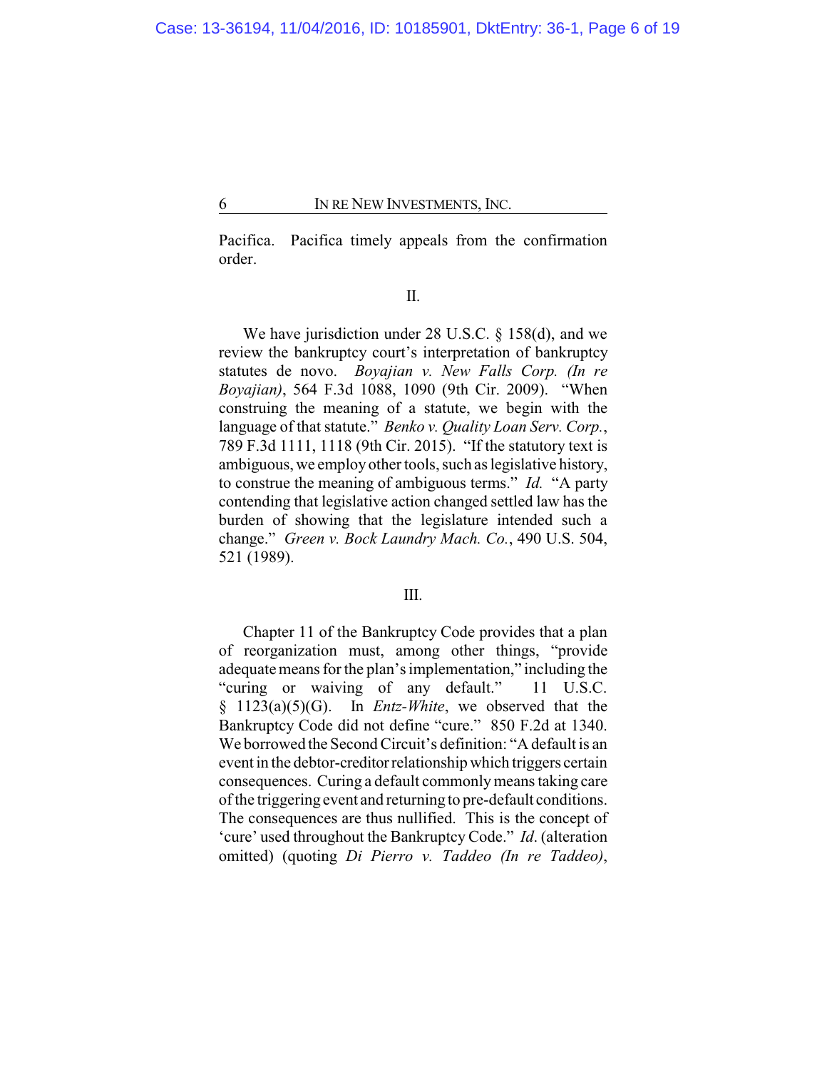Pacifica. Pacifica timely appeals from the confirmation order.

## II.

We have jurisdiction under 28 U.S.C. § 158(d), and we review the bankruptcy court's interpretation of bankruptcy statutes de novo. *Boyajian v. New Falls Corp. (In re Boyajian)*, 564 F.3d 1088, 1090 (9th Cir. 2009). "When construing the meaning of a statute, we begin with the language of that statute." *Benko v. Quality Loan Serv. Corp.*, 789 F.3d 1111, 1118 (9th Cir. 2015). "If the statutory text is ambiguous, we employ other tools, such as legislative history, to construe the meaning of ambiguous terms." *Id.* "A party contending that legislative action changed settled law has the burden of showing that the legislature intended such a change." *Green v. Bock Laundry Mach. Co.*, 490 U.S. 504, 521 (1989).

## III.

Chapter 11 of the Bankruptcy Code provides that a plan of reorganization must, among other things, "provide adequate means for the plan's implementation," including the "curing or waiving of any default." 11 U.S.C. § 1123(a)(5)(G). In *Entz-White*, we observed that the Bankruptcy Code did not define "cure." 850 F.2d at 1340. We borrowed the Second Circuit's definition: "A default is an event in the debtor-creditor relationship which triggers certain consequences. Curing a default commonly means taking care of the triggering event and returning to pre-default conditions. The consequences are thus nullified. This is the concept of 'cure' used throughout the Bankruptcy Code." *Id*. (alteration omitted) (quoting *Di Pierro v. Taddeo (In re Taddeo)*,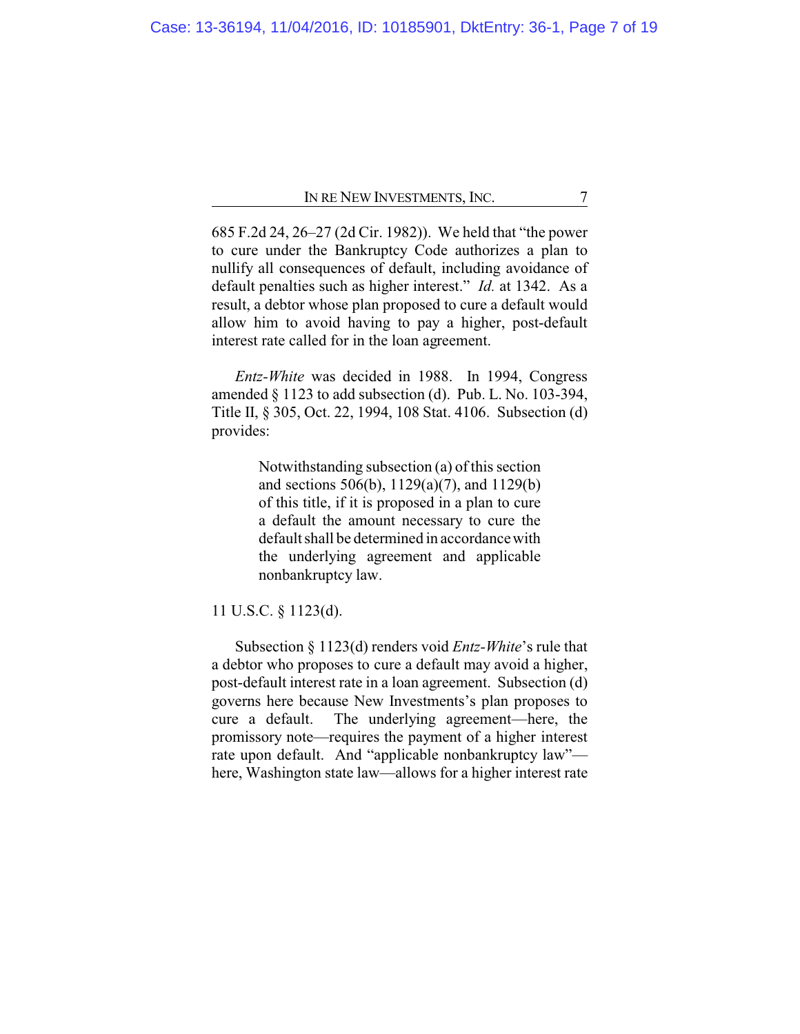685 F.2d 24, 26–27 (2d Cir. 1982)). We held that "the power to cure under the Bankruptcy Code authorizes a plan to nullify all consequences of default, including avoidance of default penalties such as higher interest." *Id.* at 1342. As a result, a debtor whose plan proposed to cure a default would allow him to avoid having to pay a higher, post-default interest rate called for in the loan agreement.

*Entz-White* was decided in 1988. In 1994, Congress amended § 1123 to add subsection (d). Pub. L. No. 103-394, Title II, § 305, Oct. 22, 1994, 108 Stat. 4106. Subsection (d) provides:

> Notwithstanding subsection (a) of this section and sections 506(b), 1129(a)(7), and 1129(b) of this title, if it is proposed in a plan to cure a default the amount necessary to cure the default shall be determined in accordance with the underlying agreement and applicable nonbankruptcy law.

11 U.S.C. § 1123(d).

Subsection § 1123(d) renders void *Entz-White*'s rule that a debtor who proposes to cure a default may avoid a higher, post-default interest rate in a loan agreement. Subsection (d) governs here because New Investments's plan proposes to cure a default. The underlying agreement—here, the promissory note—requires the payment of a higher interest rate upon default. And "applicable nonbankruptcy law"—here, Washington state law—allows for a higher interest rate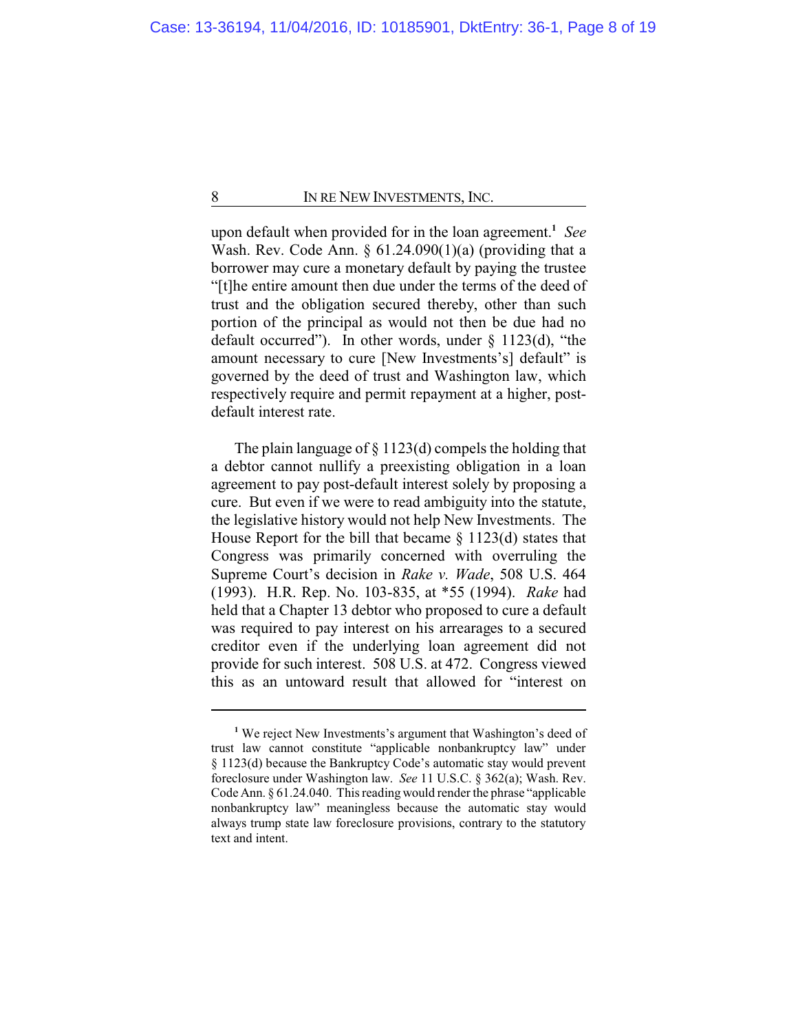upon default when provided for in the loan agreement.[1] *See* Wash. Rev. Code Ann. § 61.24.090(1)(a) (providing that a borrower may cure a monetary default by paying the trustee "[t]he entire amount then due under the terms of the deed of trust and the obligation secured thereby, other than such portion of the principal as would not then be due had no default occurred"). In other words, under § 1123(d), "the amount necessary to cure [New Investments's] default" is governed by the deed of trust and Washington law, which respectively require and permit repayment at a higher, post-default interest rate.

The plain language of § 1123(d) compels the holding that a debtor cannot nullify a preexisting obligation in a loan agreement to pay post-default interest solely by proposing a cure. But even if we were to read ambiguity into the statute, the legislative history would not help New Investments. The House Report for the bill that became § 1123(d) states that Congress was primarily concerned with overruling the Supreme Court's decision in *Rake v. Wade*, 508 U.S. 464 (1993). H.R. Rep. No. 103-835, at *55 (1994). *Rake* had held that a Chapter 13 debtor who proposed to cure a default was required to pay interest on his arrearages to a secured creditor even if the underlying loan agreement did not provide for such interest. 508 U.S. at 472. Congress viewed this as an untoward result that allowed for "interest on

---

[1] We reject New Investments's argument that Washington's deed of trust law cannot constitute "applicable nonbankruptcy law" under § 1123(d) because the Bankruptcy Code's automatic stay would prevent foreclosure under Washington law. *See* 11 U.S.C. § 362(a); Wash. Rev. Code Ann. § 61.24.040. This reading would render the phrase "applicable nonbankruptcy law" meaningless because the automatic stay would always trump state law foreclosure provisions, contrary to the statutory text and intent.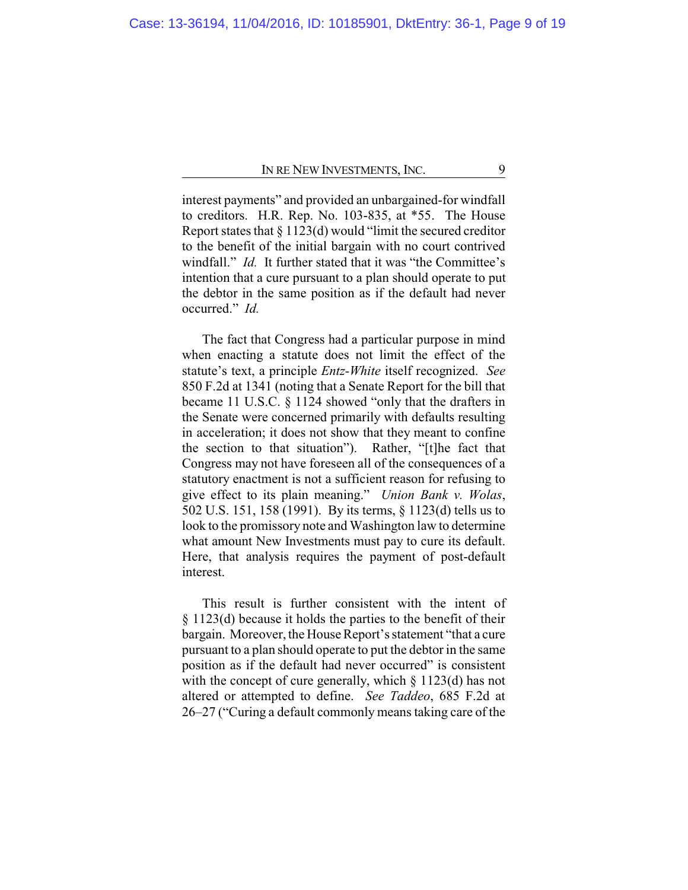interest payments" and provided an unbargained-for windfall to creditors. H.R. Rep. No. 103-835, at *55. The House Report states that § 1123(d) would "limit the secured creditor to the benefit of the initial bargain with no court contrived windfall." *Id.* It further stated that it was "the Committee's intention that a cure pursuant to a plan should operate to put the debtor in the same position as if the default had never occurred." *Id.*

The fact that Congress had a particular purpose in mind when enacting a statute does not limit the effect of the statute's text, a principle *Entz-White* itself recognized. *See* 850 F.2d at 1341 (noting that a Senate Report for the bill that became 11 U.S.C. § 1124 showed "only that the drafters in the Senate were concerned primarily with defaults resulting in acceleration; it does not show that they meant to confine the section to that situation"). Rather, "[t]he fact that Congress may not have foreseen all of the consequences of a statutory enactment is not a sufficient reason for refusing to give effect to its plain meaning." *Union Bank v. Wolas*, 502 U.S. 151, 158 (1991). By its terms, § 1123(d) tells us to look to the promissory note and Washington law to determine what amount New Investments must pay to cure its default. Here, that analysis requires the payment of post-default interest.

This result is further consistent with the intent of § 1123(d) because it holds the parties to the benefit of their bargain. Moreover, the House Report's statement "that a cure pursuant to a plan should operate to put the debtor in the same position as if the default had never occurred" is consistent with the concept of cure generally, which § 1123(d) has not altered or attempted to define. *See Taddeo*, 685 F.2d at 26–27 ("Curing a default commonly means taking care of the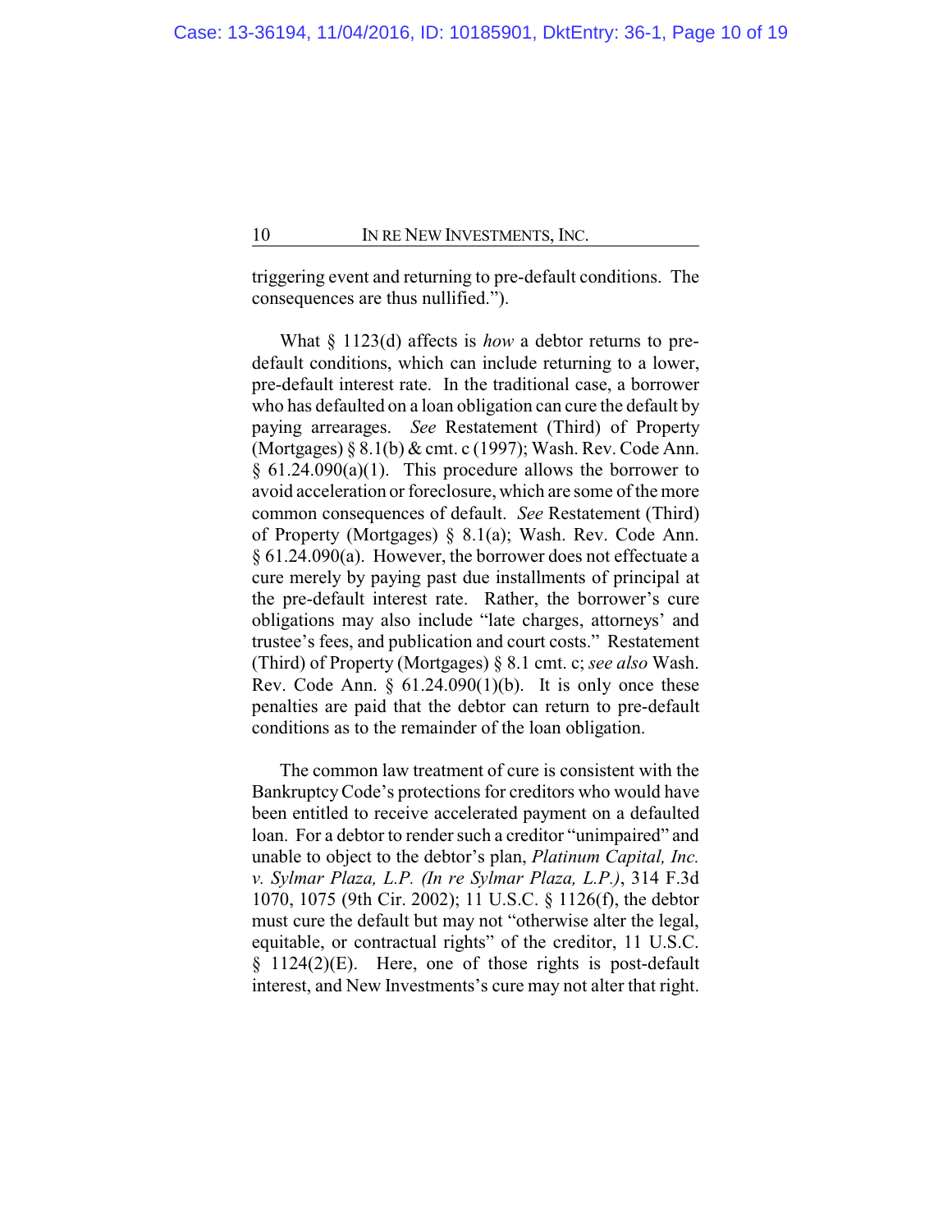triggering event and returning to pre-default conditions. The consequences are thus nullified.").

What § 1123(d) affects is *how* a debtor returns to pre-default conditions, which can include returning to a lower, pre-default interest rate. In the traditional case, a borrower who has defaulted on a loan obligation can cure the default by paying arrearages. *See* Restatement (Third) of Property (Mortgages) § 8.1(b) & cmt. c (1997); Wash. Rev. Code Ann. § 61.24.090(a)(1). This procedure allows the borrower to avoid acceleration or foreclosure, which are some of the more common consequences of default. *See* Restatement (Third) of Property (Mortgages) § 8.1(a); Wash. Rev. Code Ann. § 61.24.090(a). However, the borrower does not effectuate a cure merely by paying past due installments of principal at the pre-default interest rate. Rather, the borrower's cure obligations may also include "late charges, attorneys' and trustee's fees, and publication and court costs." Restatement (Third) of Property (Mortgages) § 8.1 cmt. c; *see also* Wash. Rev. Code Ann. § 61.24.090(1)(b). It is only once these penalties are paid that the debtor can return to pre-default conditions as to the remainder of the loan obligation.

The common law treatment of cure is consistent with the Bankruptcy Code's protections for creditors who would have been entitled to receive accelerated payment on a defaulted loan. For a debtor to render such a creditor "unimpaired" and unable to object to the debtor's plan, *Platinum Capital, Inc. v. Sylmar Plaza, L.P. (In re Sylmar Plaza, L.P.)*, 314 F.3d 1070, 1075 (9th Cir. 2002); 11 U.S.C. § 1126(f), the debtor must cure the default but may not "otherwise alter the legal, equitable, or contractual rights" of the creditor, 11 U.S.C. § 1124(2)(E). Here, one of those rights is post-default interest, and New Investments's cure may not alter that right.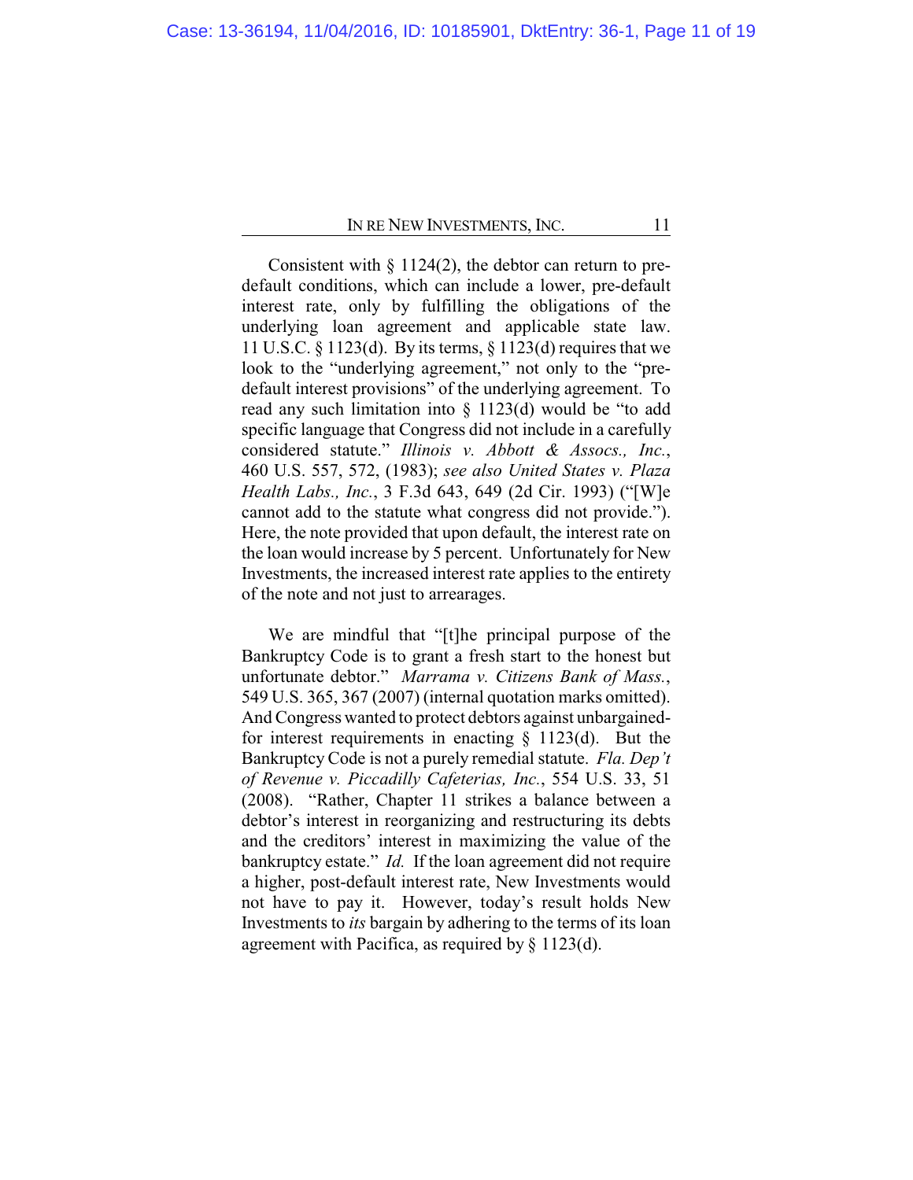Consistent with § 1124(2), the debtor can return to pre-default conditions, which can include a lower, pre-default interest rate, only by fulfilling the obligations of the underlying loan agreement and applicable state law. 11 U.S.C. § 1123(d). By its terms, § 1123(d) requires that we look to the "underlying agreement," not only to the "pre-default interest provisions" of the underlying agreement. To read any such limitation into § 1123(d) would be "to add specific language that Congress did not include in a carefully considered statute." *Illinois v. Abbott & Assocs., Inc.*, 460 U.S. 557, 572, (1983); *see also United States v. Plaza Health Labs., Inc.*, 3 F.3d 643, 649 (2d Cir. 1993) ("[W]e cannot add to the statute what congress did not provide."). Here, the note provided that upon default, the interest rate on the loan would increase by 5 percent. Unfortunately for New Investments, the increased interest rate applies to the entirety of the note and not just to arrearages.

We are mindful that "[t]he principal purpose of the Bankruptcy Code is to grant a fresh start to the honest but unfortunate debtor." *Marrama v. Citizens Bank of Mass.*, 549 U.S. 365, 367 (2007) (internal quotation marks omitted). And Congress wanted to protect debtors against unbargained-for interest requirements in enacting § 1123(d). But the Bankruptcy Code is not a purely remedial statute. *Fla. Dep't of Revenue v. Piccadilly Cafeterias, Inc.*, 554 U.S. 33, 51 (2008). "Rather, Chapter 11 strikes a balance between a debtor's interest in reorganizing and restructuring its debts and the creditors' interest in maximizing the value of the bankruptcy estate." *Id.* If the loan agreement did not require a higher, post-default interest rate, New Investments would not have to pay it. However, today's result holds New Investments to *its* bargain by adhering to the terms of its loan agreement with Pacifica, as required by § 1123(d).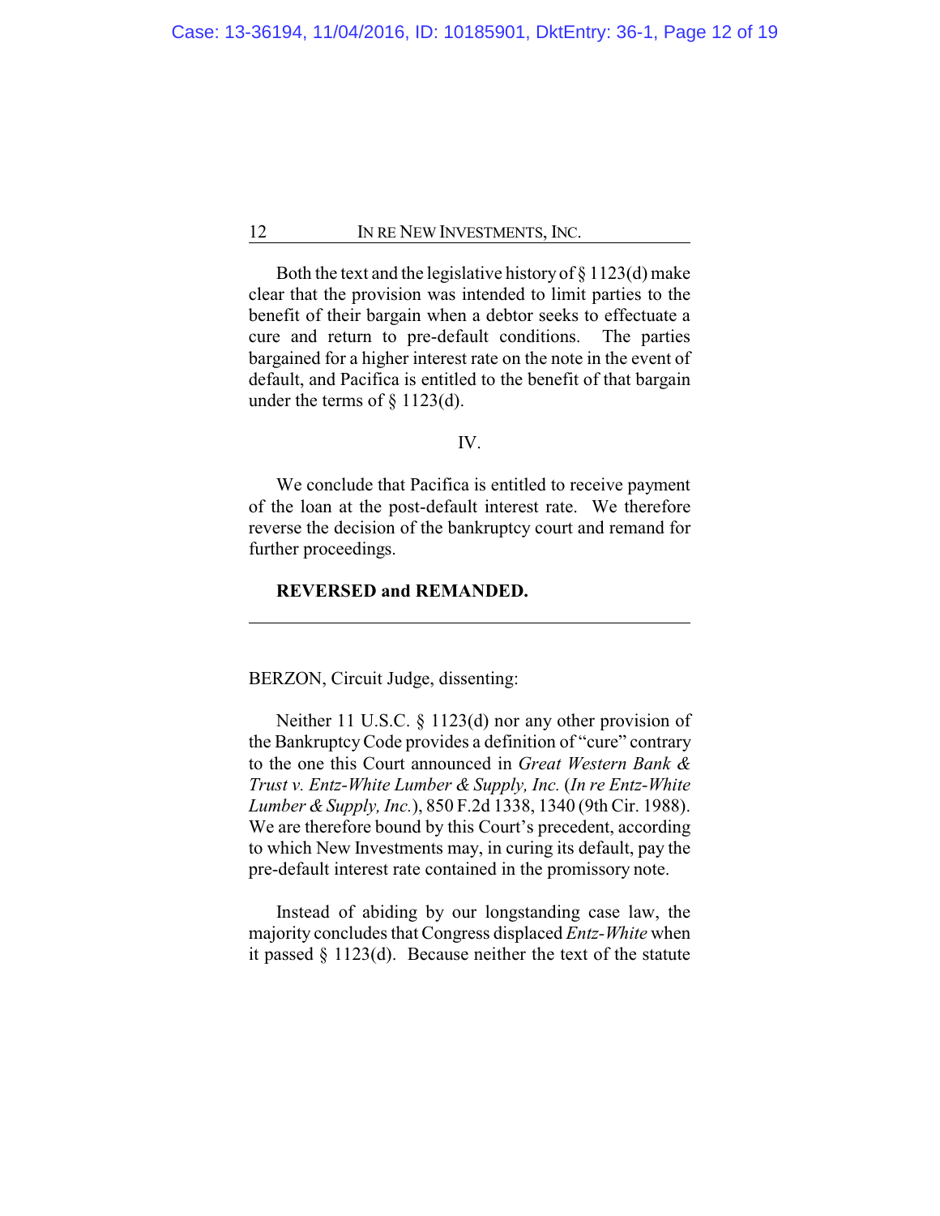Both the text and the legislative history of § 1123(d) make clear that the provision was intended to limit parties to the benefit of their bargain when a debtor seeks to effectuate a cure and return to pre-default conditions. The parties bargained for a higher interest rate on the note in the event of default, and Pacifica is entitled to the benefit of that bargain under the terms of § 1123(d).

## IV.

We conclude that Pacifica is entitled to receive payment of the loan at the post-default interest rate. We therefore reverse the decision of the bankruptcy court and remand for further proceedings.

**REVERSED and REMANDED.**

---

BERZON, Circuit Judge, dissenting:

Neither 11 U.S.C. § 1123(d) nor any other provision of the Bankruptcy Code provides a definition of "cure" contrary to the one this Court announced in *Great Western Bank & Trust v. Entz-White Lumber & Supply, Inc.* (*In re Entz-White Lumber & Supply, Inc.*), 850 F.2d 1338, 1340 (9th Cir. 1988). We are therefore bound by this Court's precedent, according to which New Investments may, in curing its default, pay the pre-default interest rate contained in the promissory note.

Instead of abiding by our longstanding case law, the majority concludes that Congress displaced *Entz-White* when it passed § 1123(d). Because neither the text of the statute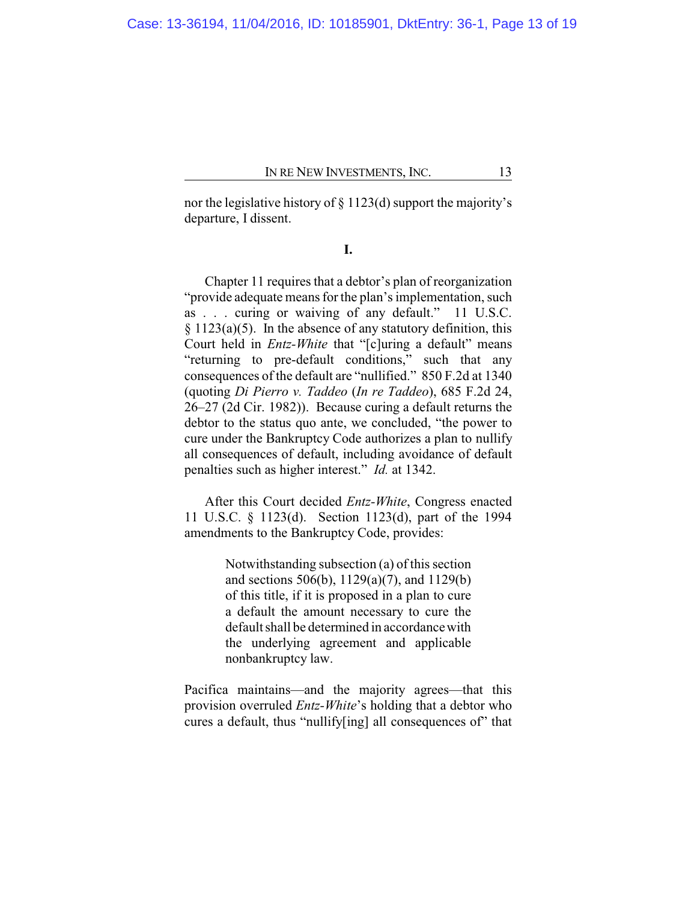nor the legislative history of § 1123(d) support the majority's departure, I dissent.

## I.

Chapter 11 requires that a debtor's plan of reorganization "provide adequate means for the plan's implementation, such as . . . curing or waiving of any default." 11 U.S.C. § 1123(a)(5). In the absence of any statutory definition, this Court held in *Entz-White* that "[c]uring a default" means "returning to pre-default conditions," such that any consequences of the default are "nullified." 850 F.2d at 1340 (quoting *Di Pierro v. Taddeo* (*In re Taddeo*), 685 F.2d 24, 26–27 (2d Cir. 1982)). Because curing a default returns the debtor to the status quo ante, we concluded, "the power to cure under the Bankruptcy Code authorizes a plan to nullify all consequences of default, including avoidance of default penalties such as higher interest." *Id.* at 1342.

After this Court decided *Entz-White*, Congress enacted 11 U.S.C. § 1123(d). Section 1123(d), part of the 1994 amendments to the Bankruptcy Code, provides:

> Notwithstanding subsection (a) of this section and sections 506(b), 1129(a)(7), and 1129(b) of this title, if it is proposed in a plan to cure a default the amount necessary to cure the default shall be determined in accordance with the underlying agreement and applicable nonbankruptcy law.

Pacifica maintains—and the majority agrees—that this provision overruled *Entz-White*'s holding that a debtor who cures a default, thus "nullify[ing] all consequences of" that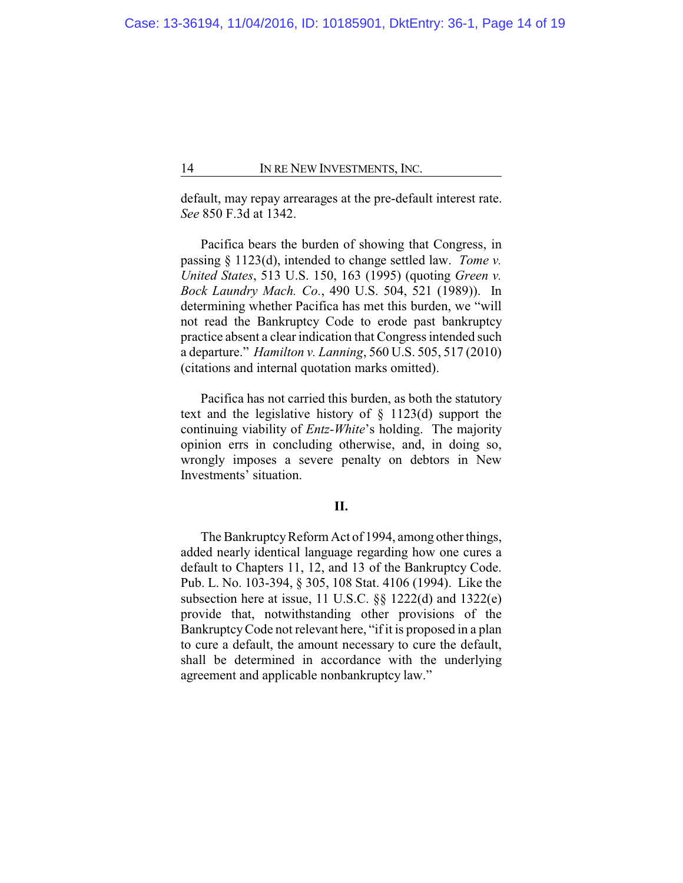default, may repay arrearages at the pre-default interest rate. *See* 850 F.3d at 1342.

Pacifica bears the burden of showing that Congress, in passing § 1123(d), intended to change settled law. *Tome v. United States*, 513 U.S. 150, 163 (1995) (quoting *Green v. Bock Laundry Mach. Co.*, 490 U.S. 504, 521 (1989)). In determining whether Pacifica has met this burden, we "will not read the Bankruptcy Code to erode past bankruptcy practice absent a clear indication that Congress intended such a departure." *Hamilton v. Lanning*, 560 U.S. 505, 517 (2010) (citations and internal quotation marks omitted).

Pacifica has not carried this burden, as both the statutory text and the legislative history of § 1123(d) support the continuing viability of *Entz-White*'s holding. The majority opinion errs in concluding otherwise, and, in doing so, wrongly imposes a severe penalty on debtors in New Investments' situation.

## II.

The Bankruptcy Reform Act of 1994, among other things, added nearly identical language regarding how one cures a default to Chapters 11, 12, and 13 of the Bankruptcy Code. Pub. L. No. 103-394, § 305, 108 Stat. 4106 (1994). Like the subsection here at issue, 11 U.S.C. §§ 1222(d) and 1322(e) provide that, notwithstanding other provisions of the Bankruptcy Code not relevant here, "if it is proposed in a plan to cure a default, the amount necessary to cure the default, shall be determined in accordance with the underlying agreement and applicable nonbankruptcy law."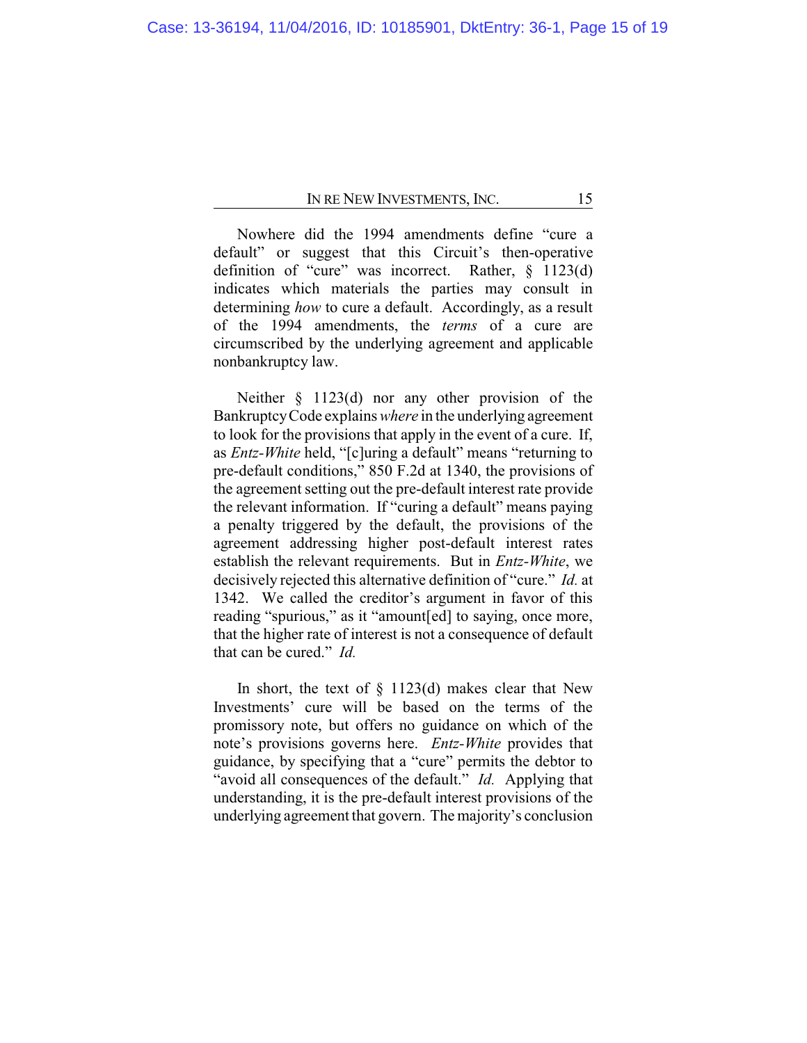Nowhere did the 1994 amendments define "cure a default" or suggest that this Circuit's then-operative definition of "cure" was incorrect. Rather, § 1123(d) indicates which materials the parties may consult in determining *how* to cure a default. Accordingly, as a result of the 1994 amendments, the *terms* of a cure are circumscribed by the underlying agreement and applicable nonbankruptcy law.

Neither § 1123(d) nor any other provision of the Bankruptcy Code explains *where* in the underlying agreement to look for the provisions that apply in the event of a cure. If, as *Entz-White* held, "[c]uring a default" means "returning to pre-default conditions," 850 F.2d at 1340, the provisions of the agreement setting out the pre-default interest rate provide the relevant information. If "curing a default" means paying a penalty triggered by the default, the provisions of the agreement addressing higher post-default interest rates establish the relevant requirements. But in *Entz-White*, we decisively rejected this alternative definition of "cure." *Id.* at 1342. We called the creditor's argument in favor of this reading "spurious," as it "amount[ed] to saying, once more, that the higher rate of interest is not a consequence of default that can be cured." *Id.*

In short, the text of § 1123(d) makes clear that New Investments' cure will be based on the terms of the promissory note, but offers no guidance on which of the note's provisions governs here. *Entz-White* provides that guidance, by specifying that a "cure" permits the debtor to "avoid all consequences of the default." *Id.* Applying that understanding, it is the pre-default interest provisions of the underlying agreement that govern. The majority's conclusion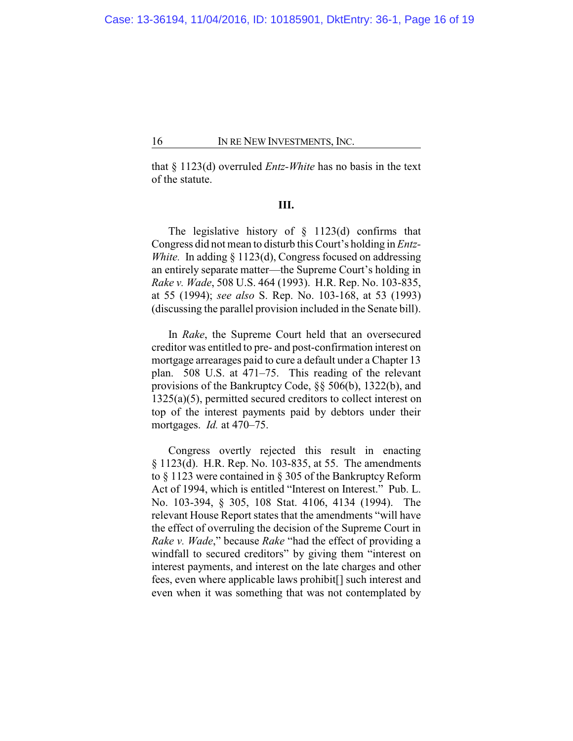that § 1123(d) overruled *Entz-White* has no basis in the text of the statute.

### III.

The legislative history of § 1123(d) confirms that Congress did not mean to disturb this Court's holding in *Entz-White.* In adding § 1123(d), Congress focused on addressing an entirely separate matter—the Supreme Court's holding in *Rake v. Wade*, 508 U.S. 464 (1993). H.R. Rep. No. 103-835, at 55 (1994); *see also* S. Rep. No. 103-168, at 53 (1993) (discussing the parallel provision included in the Senate bill).

In *Rake*, the Supreme Court held that an oversecured creditor was entitled to pre- and post-confirmation interest on mortgage arrearages paid to cure a default under a Chapter 13 plan. 508 U.S. at 471–75. This reading of the relevant provisions of the Bankruptcy Code, §§ 506(b), 1322(b), and 1325(a)(5), permitted secured creditors to collect interest on top of the interest payments paid by debtors under their mortgages. *Id.* at 470–75.

Congress overtly rejected this result in enacting § 1123(d). H.R. Rep. No. 103-835, at 55. The amendments to § 1123 were contained in § 305 of the Bankruptcy Reform Act of 1994, which is entitled "Interest on Interest." Pub. L. No. 103-394, § 305, 108 Stat. 4106, 4134 (1994). The relevant House Report states that the amendments "will have the effect of overruling the decision of the Supreme Court in *Rake v. Wade*," because *Rake* "had the effect of providing a windfall to secured creditors" by giving them "interest on interest payments, and interest on the late charges and other fees, even where applicable laws prohibit[] such interest and even when it was something that was not contemplated by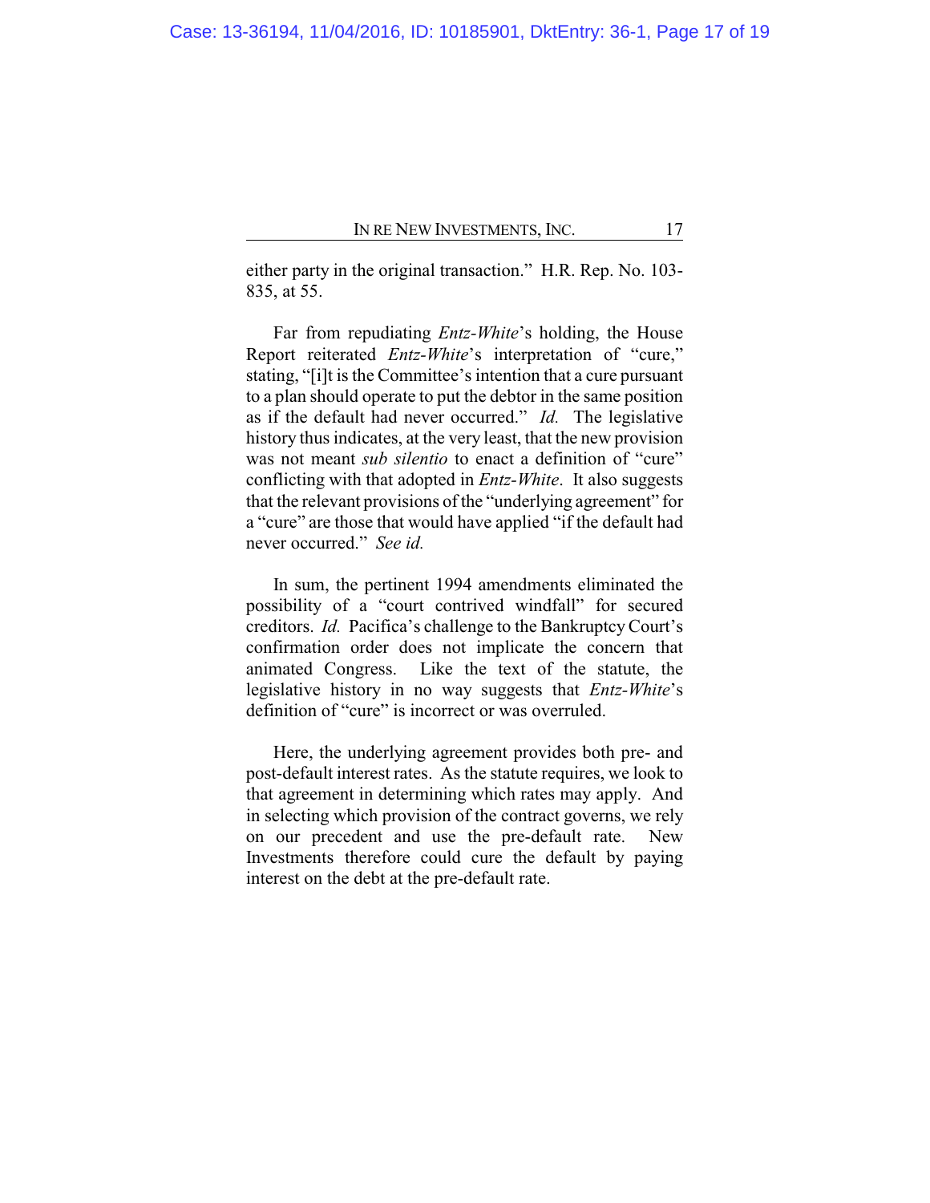either party in the original transaction." H.R. Rep. No. 103-835, at 55.

Far from repudiating *Entz-White*'s holding, the House Report reiterated *Entz-White*'s interpretation of "cure," stating, "[i]t is the Committee's intention that a cure pursuant to a plan should operate to put the debtor in the same position as if the default had never occurred." *Id.* The legislative history thus indicates, at the very least, that the new provision was not meant *sub silentio* to enact a definition of "cure" conflicting with that adopted in *Entz-White*. It also suggests that the relevant provisions of the "underlying agreement" for a "cure" are those that would have applied "if the default had never occurred." *See id.*

In sum, the pertinent 1994 amendments eliminated the possibility of a "court contrived windfall" for secured creditors. *Id.* Pacifica's challenge to the Bankruptcy Court's confirmation order does not implicate the concern that animated Congress. Like the text of the statute, the legislative history in no way suggests that *Entz-White*'s definition of "cure" is incorrect or was overruled.

Here, the underlying agreement provides both pre- and post-default interest rates. As the statute requires, we look to that agreement in determining which rates may apply. And in selecting which provision of the contract governs, we rely on our precedent and use the pre-default rate. New Investments therefore could cure the default by paying interest on the debt at the pre-default rate.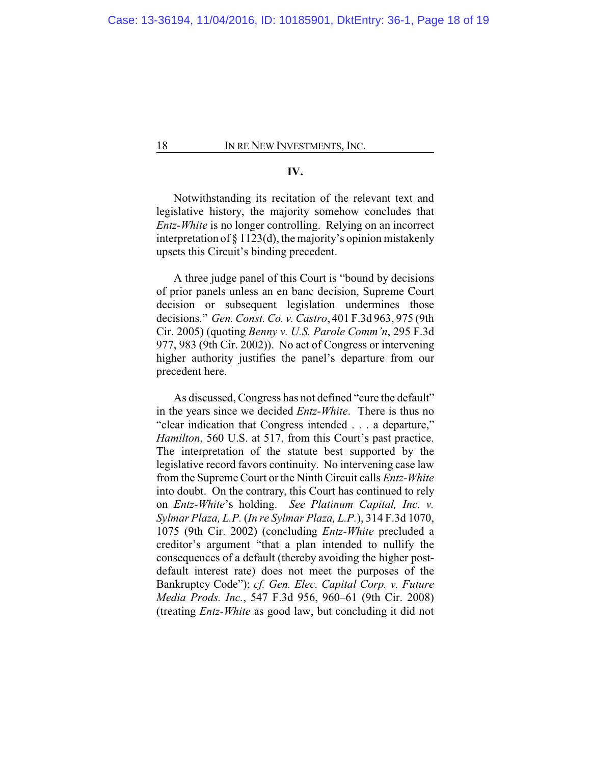**IV.**

Notwithstanding its recitation of the relevant text and legislative history, the majority somehow concludes that *Entz-White* is no longer controlling. Relying on an incorrect interpretation of § 1123(d), the majority's opinion mistakenly upsets this Circuit's binding precedent.

A three judge panel of this Court is "bound by decisions of prior panels unless an en banc decision, Supreme Court decision or subsequent legislation undermines those decisions." *Gen. Const. Co. v. Castro*, 401 F.3d 963, 975 (9th Cir. 2005) (quoting *Benny v. U.S. Parole Comm'n*, 295 F.3d 977, 983 (9th Cir. 2002)). No act of Congress or intervening higher authority justifies the panel's departure from our precedent here.

As discussed, Congress has not defined "cure the default" in the years since we decided *Entz-White*. There is thus no "clear indication that Congress intended . . . a departure," *Hamilton*, 560 U.S. at 517, from this Court's past practice. The interpretation of the statute best supported by the legislative record favors continuity. No intervening case law from the Supreme Court or the Ninth Circuit calls *Entz-White* into doubt. On the contrary, this Court has continued to rely on *Entz-White*'s holding. *See Platinum Capital, Inc. v. Sylmar Plaza, L.P.* (*In re Sylmar Plaza, L.P.*), 314 F.3d 1070, 1075 (9th Cir. 2002) (concluding *Entz-White* precluded a creditor's argument "that a plan intended to nullify the consequences of a default (thereby avoiding the higher post-default interest rate) does not meet the purposes of the Bankruptcy Code"); *cf. Gen. Elec. Capital Corp. v. Future Media Prods. Inc.*, 547 F.3d 956, 960–61 (9th Cir. 2008) (treating *Entz-White* as good law, but concluding it did not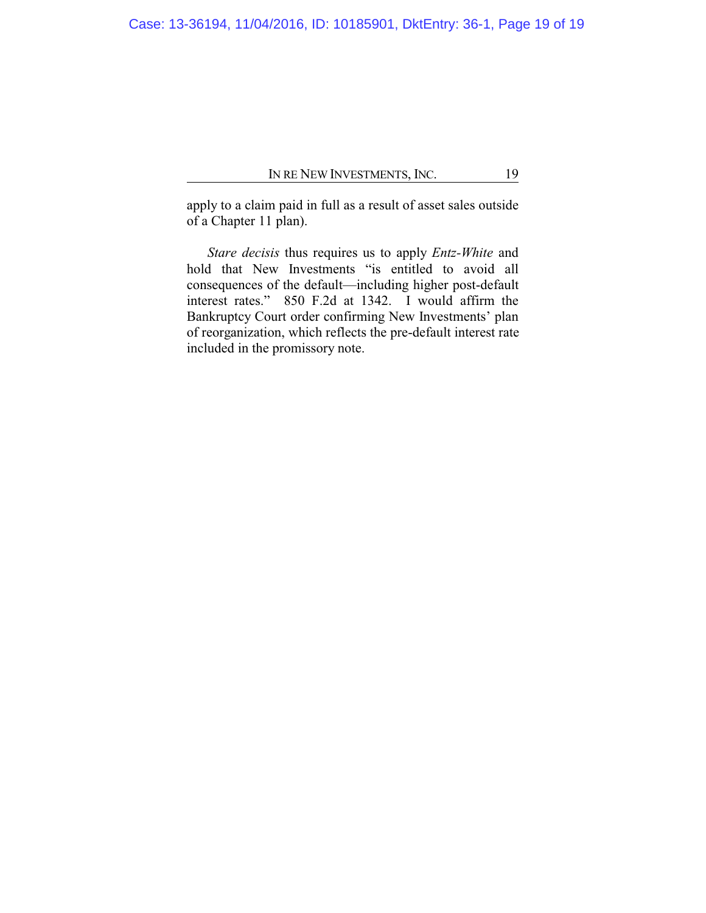apply to a claim paid in full as a result of asset sales outside of a Chapter 11 plan).

*Stare decisis* thus requires us to apply *Entz-White* and hold that New Investments "is entitled to avoid all consequences of the default—including higher post-default interest rates." 850 F.2d at 1342. I would affirm the Bankruptcy Court order confirming New Investments' plan of reorganization, which reflects the pre-default interest rate included in the promissory note.